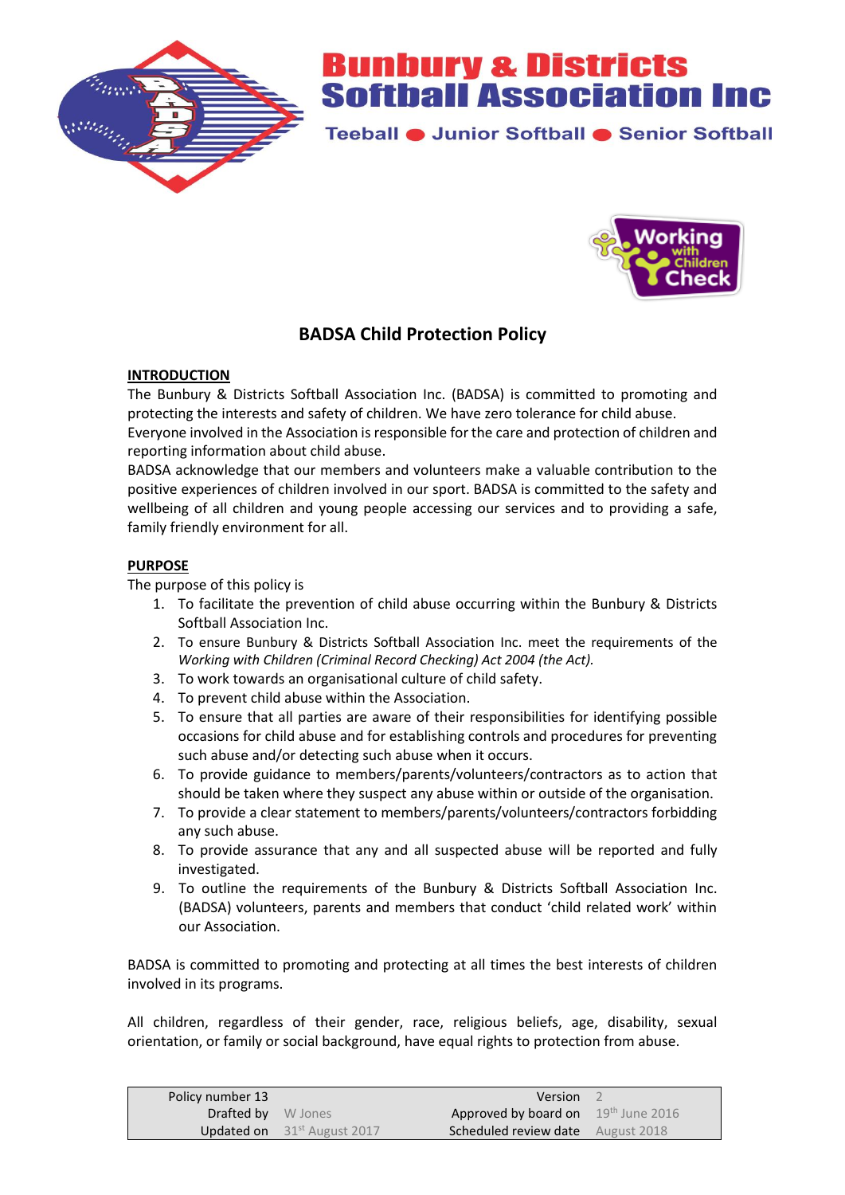# Bunbury & Districts Softball Association Inc

Teeball ● Junior Softball ● Senior Softball

## BADSA Child Protection Policy

**INTRODUCTION**

The Bunbury & Districts Softball Association Inc. (BADSA) is committed to promoting and protecting the interests and safety of children. We have zero tolerance for child abuse.
Everyone involved in the Association is responsible for the care and protection of children and reporting information about child abuse.
BADSA acknowledge that our members and volunteers make a valuable contribution to the positive experiences of children involved in our sport. BADSA is committed to the safety and wellbeing of all children and young people accessing our services and to providing a safe, family friendly environment for all.

**PURPOSE**

The purpose of this policy is

1. To facilitate the prevention of child abuse occurring within the Bunbury & Districts Softball Association Inc.
2. To ensure Bunbury & Districts Softball Association Inc. meet the requirements of the *Working with Children (Criminal Record Checking) Act 2004 (the Act).*
3. To work towards an organisational culture of child safety.
4. To prevent child abuse within the Association.
5. To ensure that all parties are aware of their responsibilities for identifying possible occasions for child abuse and for establishing controls and procedures for preventing such abuse and/or detecting such abuse when it occurs.
6. To provide guidance to members/parents/volunteers/contractors as to action that should be taken where they suspect any abuse within or outside of the organisation.
7. To provide a clear statement to members/parents/volunteers/contractors forbidding any such abuse.
8. To provide assurance that any and all suspected abuse will be reported and fully investigated.
9. To outline the requirements of the Bunbury & Districts Softball Association Inc. (BADSA) volunteers, parents and members that conduct 'child related work' within our Association.

BADSA is committed to promoting and protecting at all times the best interests of children involved in its programs.

All children, regardless of their gender, race, religious beliefs, age, disability, sexual orientation, or family or social background, have equal rights to protection from abuse.

| | | | |
|---|---|---|---|
| Policy number 13 | | Version | 2 |
| Drafted by | W Jones | Approved by board on | 19th June 2016 |
| Updated on | 31st August 2017 | Scheduled review date | August 2018 |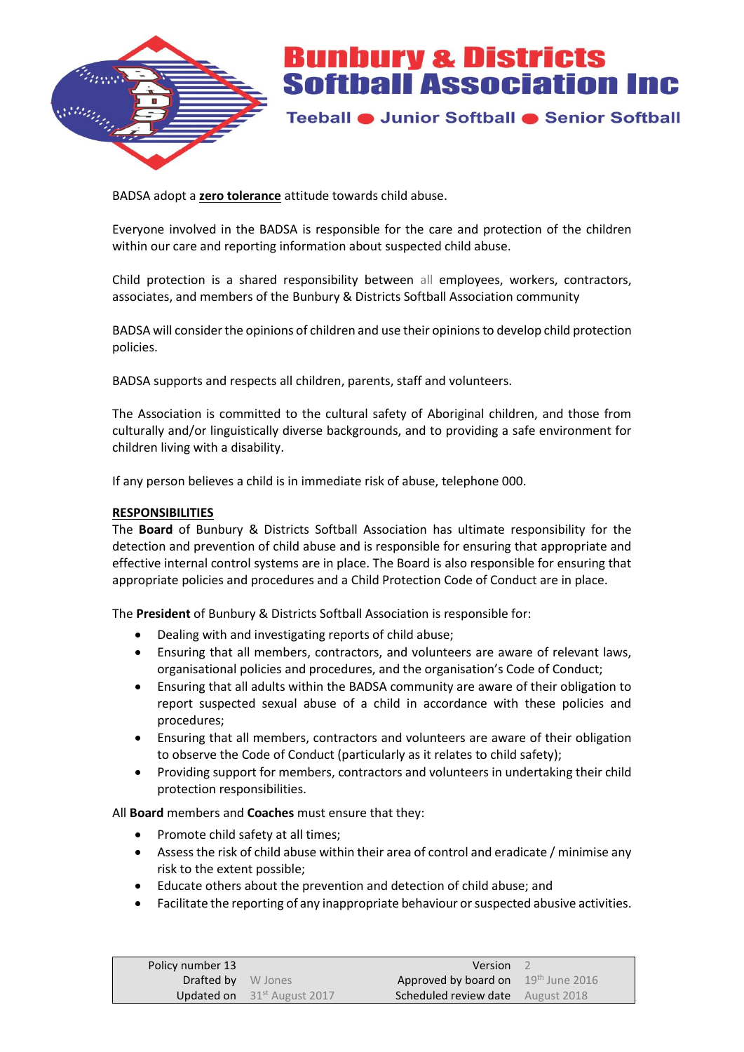BADSA adopt a **zero tolerance** attitude towards child abuse.

Everyone involved in the BADSA is responsible for the care and protection of the children within our care and reporting information about suspected child abuse.

Child protection is a shared responsibility between all employees, workers, contractors, associates, and members of the Bunbury & Districts Softball Association community

BADSA will consider the opinions of children and use their opinions to develop child protection policies.

BADSA supports and respects all children, parents, staff and volunteers.

The Association is committed to the cultural safety of Aboriginal children, and those from culturally and/or linguistically diverse backgrounds, and to providing a safe environment for children living with a disability.

If any person believes a child is in immediate risk of abuse, telephone 000.

**RESPONSIBILITIES**

The **Board** of Bunbury & Districts Softball Association has ultimate responsibility for the detection and prevention of child abuse and is responsible for ensuring that appropriate and effective internal control systems are in place. The Board is also responsible for ensuring that appropriate policies and procedures and a Child Protection Code of Conduct are in place.

The **President** of Bunbury & Districts Softball Association is responsible for:

- Dealing with and investigating reports of child abuse;
- Ensuring that all members, contractors, and volunteers are aware of relevant laws, organisational policies and procedures, and the organisation's Code of Conduct;
- Ensuring that all adults within the BADSA community are aware of their obligation to report suspected sexual abuse of a child in accordance with these policies and procedures;
- Ensuring that all members, contractors and volunteers are aware of their obligation to observe the Code of Conduct (particularly as it relates to child safety);
- Providing support for members, contractors and volunteers in undertaking their child protection responsibilities.

All **Board** members and **Coaches** must ensure that they:

- Promote child safety at all times;
- Assess the risk of child abuse within their area of control and eradicate / minimise any risk to the extent possible;
- Educate others about the prevention and detection of child abuse; and
- Facilitate the reporting of any inappropriate behaviour or suspected abusive activities.

| | | | |
|---|---|---|---|
| Policy number 13 | | Version | 2 |
| Drafted by | W Jones | Approved by board on | 19th June 2016 |
| Updated on | 31st August 2017 | Scheduled review date | August 2018 |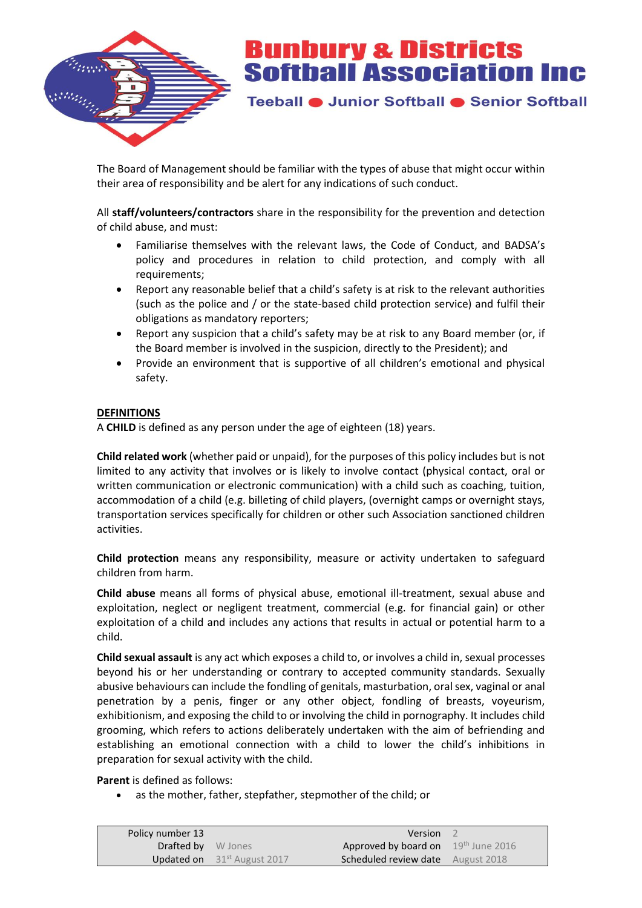The Board of Management should be familiar with the types of abuse that might occur within their area of responsibility and be alert for any indications of such conduct.

All **staff/volunteers/contractors** share in the responsibility for the prevention and detection of child abuse, and must:

- Familiarise themselves with the relevant laws, the Code of Conduct, and BADSA's policy and procedures in relation to child protection, and comply with all requirements;
- Report any reasonable belief that a child's safety is at risk to the relevant authorities (such as the police and / or the state-based child protection service) and fulfil their obligations as mandatory reporters;
- Report any suspicion that a child's safety may be at risk to any Board member (or, if the Board member is involved in the suspicion, directly to the President); and
- Provide an environment that is supportive of all children's emotional and physical safety.

**DEFINITIONS**

A **CHILD** is defined as any person under the age of eighteen (18) years.

**Child related work** (whether paid or unpaid), for the purposes of this policy includes but is not limited to any activity that involves or is likely to involve contact (physical contact, oral or written communication or electronic communication) with a child such as coaching, tuition, accommodation of a child (e.g. billeting of child players, (overnight camps or overnight stays, transportation services specifically for children or other such Association sanctioned children activities.

**Child protection** means any responsibility, measure or activity undertaken to safeguard children from harm.

**Child abuse** means all forms of physical abuse, emotional ill-treatment, sexual abuse and exploitation, neglect or negligent treatment, commercial (e.g. for financial gain) or other exploitation of a child and includes any actions that results in actual or potential harm to a child.

**Child sexual assault** is any act which exposes a child to, or involves a child in, sexual processes beyond his or her understanding or contrary to accepted community standards. Sexually abusive behaviours can include the fondling of genitals, masturbation, oral sex, vaginal or anal penetration by a penis, finger or any other object, fondling of breasts, voyeurism, exhibitionism, and exposing the child to or involving the child in pornography. It includes child grooming, which refers to actions deliberately undertaken with the aim of befriending and establishing an emotional connection with a child to lower the child's inhibitions in preparation for sexual activity with the child.

**Parent** is defined as follows:

- as the mother, father, stepfather, stepmother of the child; or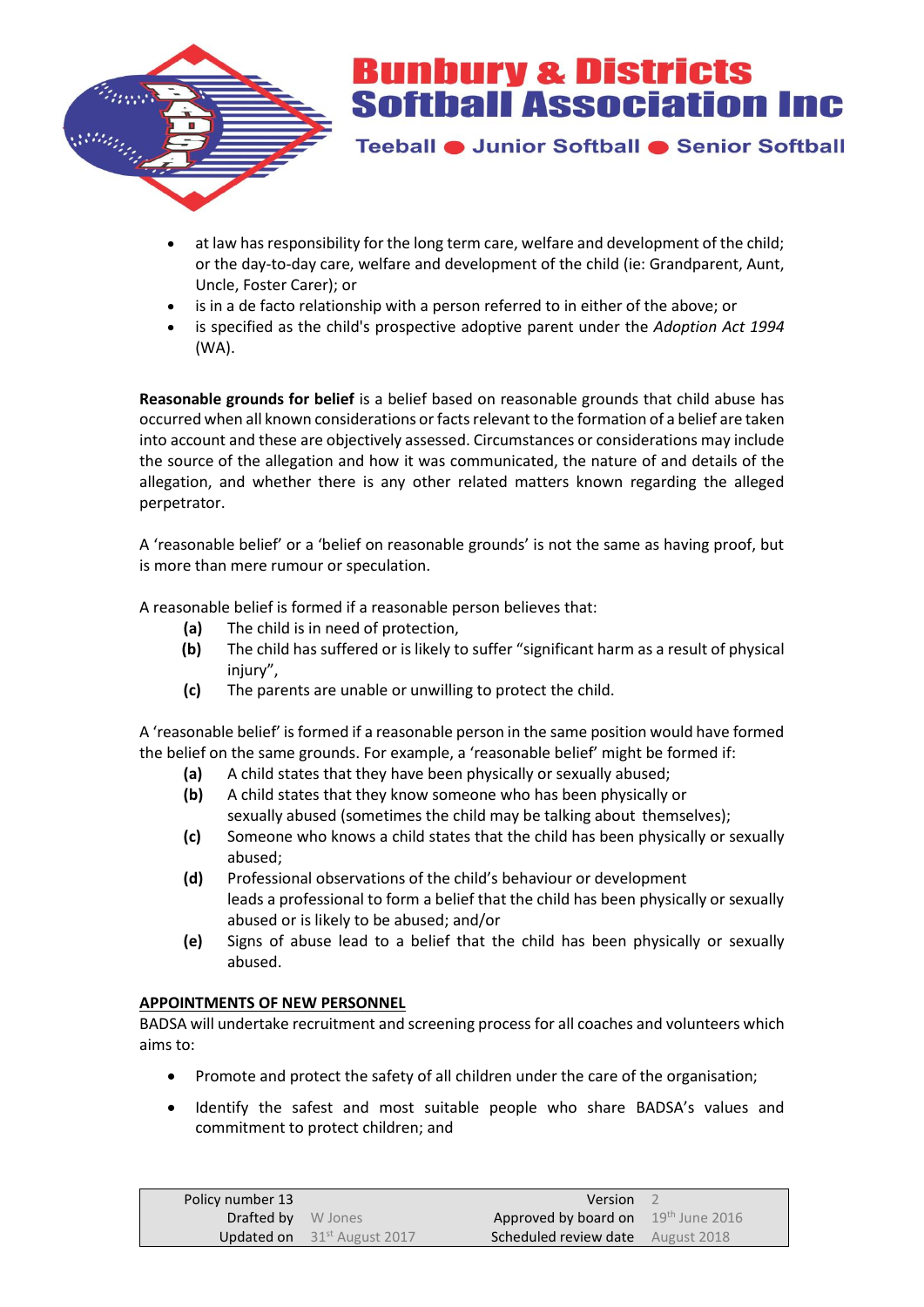- at law has responsibility for the long term care, welfare and development of the child; or the day-to-day care, welfare and development of the child (ie: Grandparent, Aunt, Uncle, Foster Carer); or
- is in a de facto relationship with a person referred to in either of the above; or
- is specified as the child's prospective adoptive parent under the *Adoption Act 1994* (WA).

**Reasonable grounds for belief** is a belief based on reasonable grounds that child abuse has occurred when all known considerations or facts relevant to the formation of a belief are taken into account and these are objectively assessed. Circumstances or considerations may include the source of the allegation and how it was communicated, the nature of and details of the allegation, and whether there is any other related matters known regarding the alleged perpetrator.

A 'reasonable belief' or a 'belief on reasonable grounds' is not the same as having proof, but is more than mere rumour or speculation.

A reasonable belief is formed if a reasonable person believes that:

**(a)** The child is in need of protection,
**(b)** The child has suffered or is likely to suffer "significant harm as a result of physical injury",
**(c)** The parents are unable or unwilling to protect the child.

A 'reasonable belief' is formed if a reasonable person in the same position would have formed the belief on the same grounds. For example, a 'reasonable belief' might be formed if:

**(a)** A child states that they have been physically or sexually abused;
**(b)** A child states that they know someone who has been physically or sexually abused (sometimes the child may be talking about themselves);
**(c)** Someone who knows a child states that the child has been physically or sexually abused;
**(d)** Professional observations of the child's behaviour or development leads a professional to form a belief that the child has been physically or sexually abused or is likely to be abused; and/or
**(e)** Signs of abuse lead to a belief that the child has been physically or sexually abused.

**APPOINTMENTS OF NEW PERSONNEL**

BADSA will undertake recruitment and screening process for all coaches and volunteers which aims to:

- Promote and protect the safety of all children under the care of the organisation;
- Identify the safest and most suitable people who share BADSA's values and commitment to protect children; and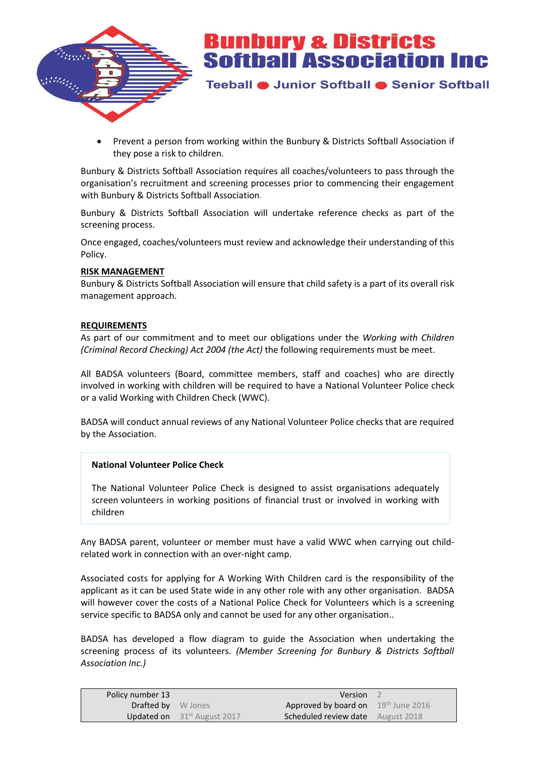- Prevent a person from working within the Bunbury & Districts Softball Association if they pose a risk to children.

Bunbury & Districts Softball Association requires all coaches/volunteers to pass through the organisation's recruitment and screening processes prior to commencing their engagement with Bunbury & Districts Softball Association.

Bunbury & Districts Softball Association will undertake reference checks as part of the screening process.

Once engaged, coaches/volunteers must review and acknowledge their understanding of this Policy.

**RISK MANAGEMENT**

Bunbury & Districts Softball Association will ensure that child safety is a part of its overall risk management approach.

**REQUIREMENTS**

As part of our commitment and to meet our obligations under the *Working with Children (Criminal Record Checking) Act 2004 (the Act)* the following requirements must be meet.

All BADSA volunteers (Board, committee members, staff and coaches) who are directly involved in working with children will be required to have a National Volunteer Police check or a valid Working with Children Check (WWC).

BADSA will conduct annual reviews of any National Volunteer Police checks that are required by the Association.

> **National Volunteer Police Check**
>
> The National Volunteer Police Check is designed to assist organisations adequately screen volunteers in working positions of financial trust or involved in working with children

Any BADSA parent, volunteer or member must have a valid WWC when carrying out child-related work in connection with an over-night camp.

Associated costs for applying for A Working With Children card is the responsibility of the applicant as it can be used State wide in any other role with any other organisation. BADSA will however cover the costs of a National Police Check for Volunteers which is a screening service specific to BADSA only and cannot be used for any other organisation..

BADSA has developed a flow diagram to guide the Association when undertaking the screening process of its volunteers. *(Member Screening for Bunbury & Districts Softball Association Inc.)*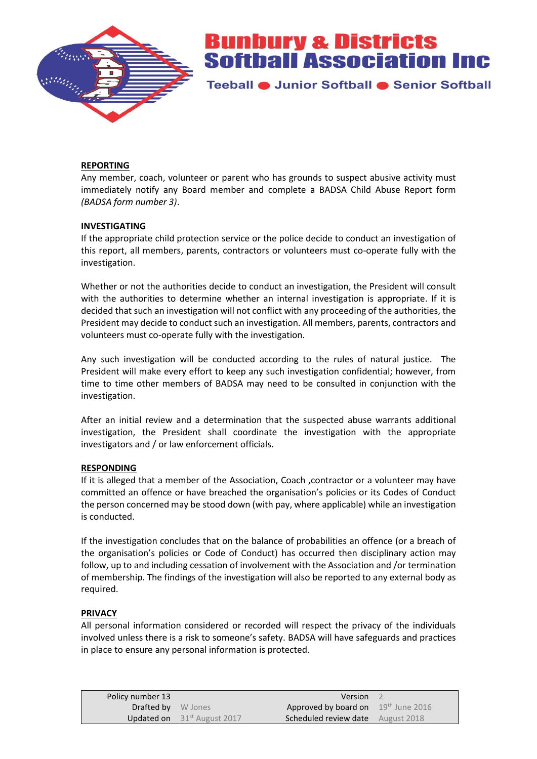## REPORTING

Any member, coach, volunteer or parent who has grounds to suspect abusive activity must immediately notify any Board member and complete a BADSA Child Abuse Report form *(BADSA form number 3)*.

## INVESTIGATING

If the appropriate child protection service or the police decide to conduct an investigation of this report, all members, parents, contractors or volunteers must co-operate fully with the investigation.

Whether or not the authorities decide to conduct an investigation, the President will consult with the authorities to determine whether an internal investigation is appropriate. If it is decided that such an investigation will not conflict with any proceeding of the authorities, the President may decide to conduct such an investigation. All members, parents, contractors and volunteers must co-operate fully with the investigation.

Any such investigation will be conducted according to the rules of natural justice. The President will make every effort to keep any such investigation confidential; however, from time to time other members of BADSA may need to be consulted in conjunction with the investigation.

After an initial review and a determination that the suspected abuse warrants additional investigation, the President shall coordinate the investigation with the appropriate investigators and / or law enforcement officials.

## RESPONDING

If it is alleged that a member of the Association, Coach ,contractor or a volunteer may have committed an offence or have breached the organisation's policies or its Codes of Conduct the person concerned may be stood down (with pay, where applicable) while an investigation is conducted.

If the investigation concludes that on the balance of probabilities an offence (or a breach of the organisation's policies or Code of Conduct) has occurred then disciplinary action may follow, up to and including cessation of involvement with the Association and /or termination of membership. The findings of the investigation will also be reported to any external body as required.

## PRIVACY

All personal information considered or recorded will respect the privacy of the individuals involved unless there is a risk to someone's safety. BADSA will have safeguards and practices in place to ensure any personal information is protected.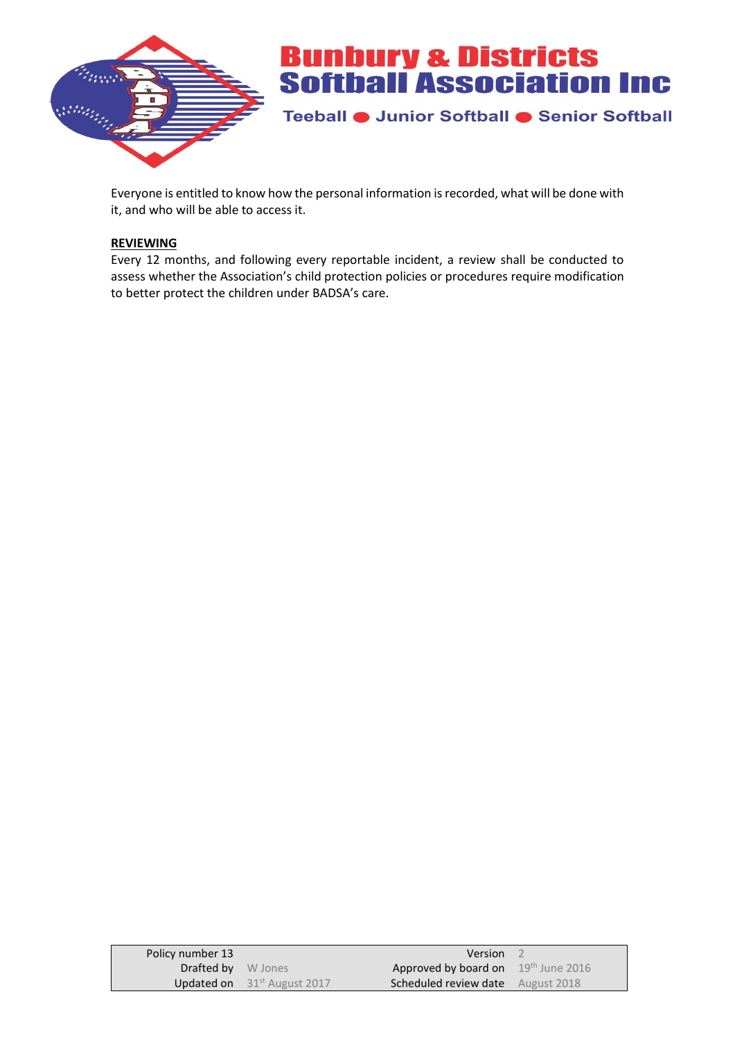Everyone is entitled to know how the personal information is recorded, what will be done with it, and who will be able to access it.

**REVIEWING**

Every 12 months, and following every reportable incident, a review shall be conducted to assess whether the Association's child protection policies or procedures require modification to better protect the children under BADSA's care.